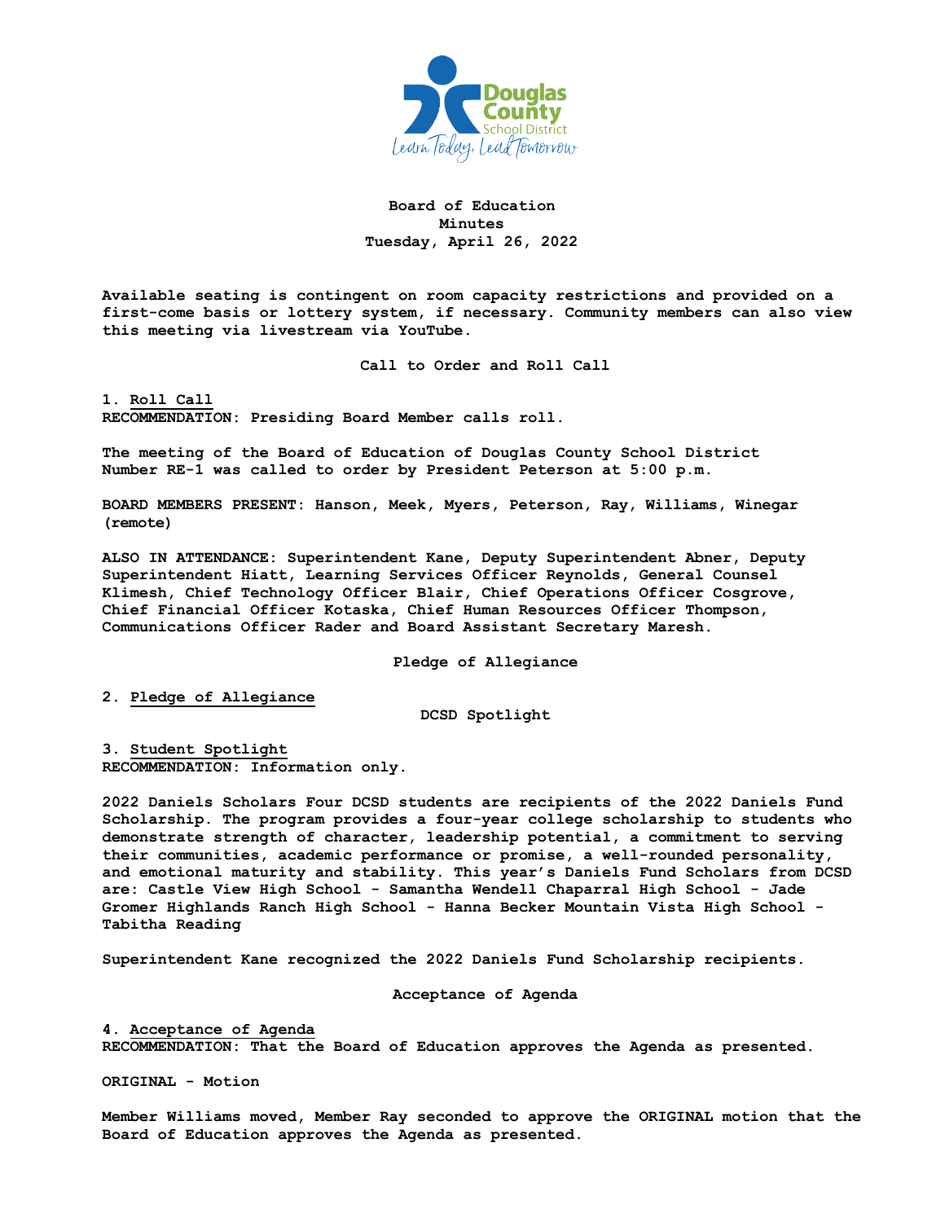# Board of Education
## Minutes
### Tuesday, April 26, 2022

**Available seating is contingent on room capacity restrictions and provided on a first-come basis or lottery system, if necessary. Community members can also view this meeting via livestream via YouTube.**

## Call to Order and Roll Call

**1. Roll Call**
**RECOMMENDATION: Presiding Board Member calls roll.**

**The meeting of the Board of Education of Douglas County School District Number RE-1 was called to order by President Peterson at 5:00 p.m.**

**BOARD MEMBERS PRESENT: Hanson, Meek, Myers, Peterson, Ray, Williams, Winegar (remote)**

**ALSO IN ATTENDANCE: Superintendent Kane, Deputy Superintendent Abner, Deputy Superintendent Hiatt, Learning Services Officer Reynolds, General Counsel Klimesh, Chief Technology Officer Blair, Chief Operations Officer Cosgrove, Chief Financial Officer Kotaska, Chief Human Resources Officer Thompson, Communications Officer Rader and Board Assistant Secretary Maresh.**

## Pledge of Allegiance

**2. Pledge of Allegiance**

## DCSD Spotlight

**3. Student Spotlight**
**RECOMMENDATION: Information only.**

**2022 Daniels Scholars Four DCSD students are recipients of the 2022 Daniels Fund Scholarship. The program provides a four-year college scholarship to students who demonstrate strength of character, leadership potential, a commitment to serving their communities, academic performance or promise, a well-rounded personality, and emotional maturity and stability. This year's Daniels Fund Scholars from DCSD are: Castle View High School - Samantha Wendell Chaparral High School - Jade Gromer Highlands Ranch High School - Hanna Becker Mountain Vista High School - Tabitha Reading**

**Superintendent Kane recognized the 2022 Daniels Fund Scholarship recipients.**

## Acceptance of Agenda

**4. Acceptance of Agenda**
**RECOMMENDATION: That the Board of Education approves the Agenda as presented.**

**ORIGINAL - Motion**

**Member Williams moved, Member Ray seconded to approve the ORIGINAL motion that the Board of Education approves the Agenda as presented.**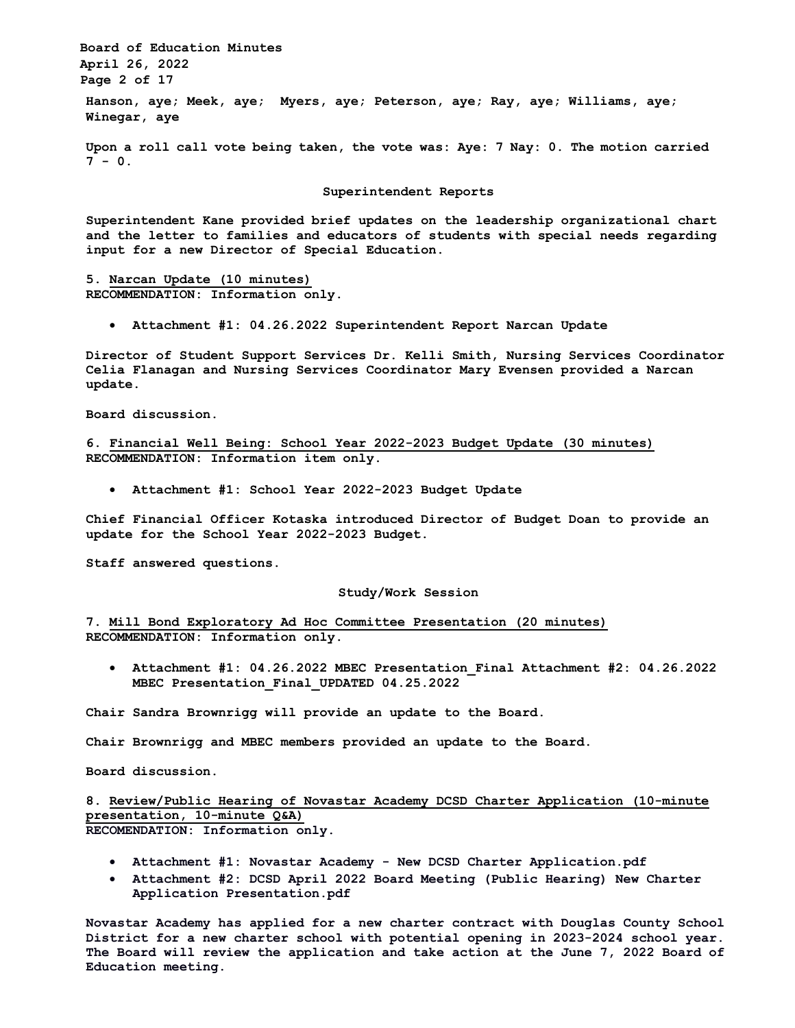Hanson, aye; Meek, aye; Myers, aye; Peterson, aye; Ray, aye; Williams, aye; Winegar, aye

Upon a roll call vote being taken, the vote was: Aye: 7 Nay: 0. The motion carried 7 - 0.

## Superintendent Reports

Superintendent Kane provided brief updates on the leadership organizational chart and the letter to families and educators of students with special needs regarding input for a new Director of Special Education.

**5. Narcan Update (10 minutes)**
**RECOMMENDATION: Information only.**

- Attachment #1: 04.26.2022 Superintendent Report Narcan Update

Director of Student Support Services Dr. Kelli Smith, Nursing Services Coordinator Celia Flanagan and Nursing Services Coordinator Mary Evensen provided a Narcan update.

Board discussion.

**6. Financial Well Being: School Year 2022-2023 Budget Update (30 minutes)**
**RECOMMENDATION: Information item only.**

- Attachment #1: School Year 2022-2023 Budget Update

Chief Financial Officer Kotaska introduced Director of Budget Doan to provide an update for the School Year 2022-2023 Budget.

Staff answered questions.

## Study/Work Session

**7. Mill Bond Exploratory Ad Hoc Committee Presentation (20 minutes)**
**RECOMMENDATION: Information only.**

- Attachment #1: 04.26.2022 MBEC Presentation_Final Attachment #2: 04.26.2022 MBEC Presentation_Final_UPDATED 04.25.2022

Chair Sandra Brownrigg will provide an update to the Board.

Chair Brownrigg and MBEC members provided an update to the Board.

Board discussion.

**8. Review/Public Hearing of Novastar Academy DCSD Charter Application (10-minute presentation, 10-minute Q&A)**
**RECOMENDATION: Information only.**

- Attachment #1: Novastar Academy - New DCSD Charter Application.pdf
- Attachment #2: DCSD April 2022 Board Meeting (Public Hearing) New Charter Application Presentation.pdf

Novastar Academy has applied for a new charter contract with Douglas County School District for a new charter school with potential opening in 2023-2024 school year. The Board will review the application and take action at the June 7, 2022 Board of Education meeting.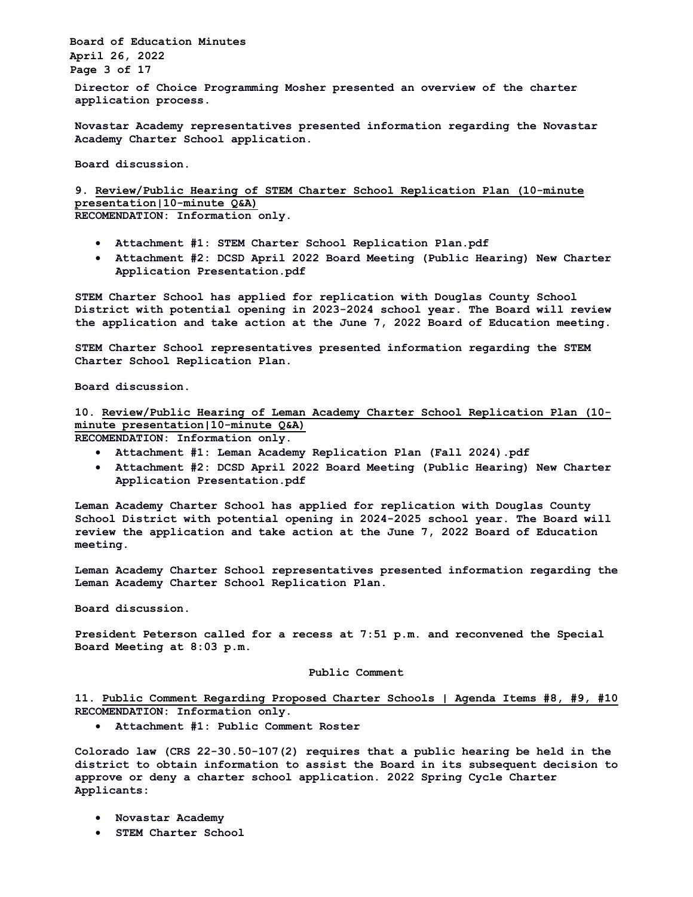Director of Choice Programming Mosher presented an overview of the charter application process.

Novastar Academy representatives presented information regarding the Novastar Academy Charter School application.

Board discussion.

9. <u>Review/Public Hearing of STEM Charter School Replication Plan (10-minute presentation|10-minute Q&A)</u>
RECOMENDATION: Information only.

- Attachment #1: STEM Charter School Replication Plan.pdf
- Attachment #2: DCSD April 2022 Board Meeting (Public Hearing) New Charter Application Presentation.pdf

STEM Charter School has applied for replication with Douglas County School District with potential opening in 2023-2024 school year. The Board will review the application and take action at the June 7, 2022 Board of Education meeting.

STEM Charter School representatives presented information regarding the STEM Charter School Replication Plan.

Board discussion.

10. <u>Review/Public Hearing of Leman Academy Charter School Replication Plan (10-minute presentation|10-minute Q&A)</u>
RECOMENDATION: Information only.

- Attachment #1: Leman Academy Replication Plan (Fall 2024).pdf
- Attachment #2: DCSD April 2022 Board Meeting (Public Hearing) New Charter Application Presentation.pdf

Leman Academy Charter School has applied for replication with Douglas County School District with potential opening in 2024-2025 school year. The Board will review the application and take action at the June 7, 2022 Board of Education meeting.

Leman Academy Charter School representatives presented information regarding the Leman Academy Charter School Replication Plan.

Board discussion.

President Peterson called for a recess at 7:51 p.m. and reconvened the Special Board Meeting at 8:03 p.m.

## Public Comment

11. <u>Public Comment Regarding Proposed Charter Schools | Agenda Items #8, #9, #10</u>
RECOMENDATION: Information only.

- Attachment #1: Public Comment Roster

Colorado law (CRS 22-30.50-107(2) requires that a public hearing be held in the district to obtain information to assist the Board in its subsequent decision to approve or deny a charter school application. 2022 Spring Cycle Charter Applicants:

- Novastar Academy
- STEM Charter School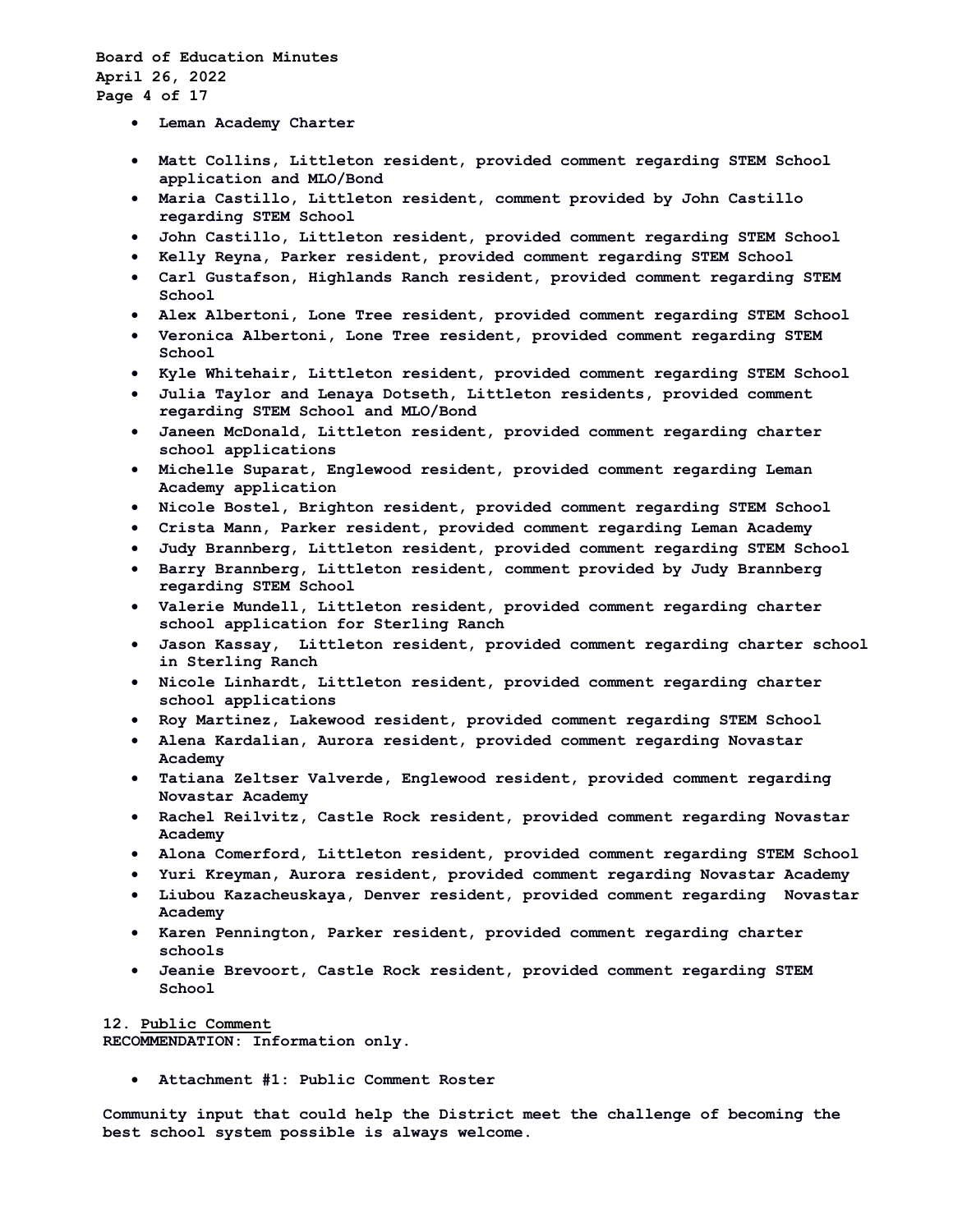- **Leman Academy Charter**

- **Matt Collins, Littleton resident, provided comment regarding STEM School application and MLO/Bond**
- **Maria Castillo, Littleton resident, comment provided by John Castillo regarding STEM School**
- **John Castillo, Littleton resident, provided comment regarding STEM School**
- **Kelly Reyna, Parker resident, provided comment regarding STEM School**
- **Carl Gustafson, Highlands Ranch resident, provided comment regarding STEM School**
- **Alex Albertoni, Lone Tree resident, provided comment regarding STEM School**
- **Veronica Albertoni, Lone Tree resident, provided comment regarding STEM School**
- **Kyle Whitehair, Littleton resident, provided comment regarding STEM School**
- **Julia Taylor and Lenaya Dotseth, Littleton residents, provided comment regarding STEM School and MLO/Bond**
- **Janeen McDonald, Littleton resident, provided comment regarding charter school applications**
- **Michelle Suparat, Englewood resident, provided comment regarding Leman Academy application**
- **Nicole Bostel, Brighton resident, provided comment regarding STEM School**
- **Crista Mann, Parker resident, provided comment regarding Leman Academy**
- **Judy Brannberg, Littleton resident, provided comment regarding STEM School**
- **Barry Brannberg, Littleton resident, comment provided by Judy Brannberg regarding STEM School**
- **Valerie Mundell, Littleton resident, provided comment regarding charter school application for Sterling Ranch**
- **Jason Kassay, Littleton resident, provided comment regarding charter school in Sterling Ranch**
- **Nicole Linhardt, Littleton resident, provided comment regarding charter school applications**
- **Roy Martinez, Lakewood resident, provided comment regarding STEM School**
- **Alena Kardalian, Aurora resident, provided comment regarding Novastar Academy**
- **Tatiana Zeltser Valverde, Englewood resident, provided comment regarding Novastar Academy**
- **Rachel Reilvitz, Castle Rock resident, provided comment regarding Novastar Academy**
- **Alona Comerford, Littleton resident, provided comment regarding STEM School**
- **Yuri Kreyman, Aurora resident, provided comment regarding Novastar Academy**
- **Liubou Kazacheuskaya, Denver resident, provided comment regarding Novastar Academy**
- **Karen Pennington, Parker resident, provided comment regarding charter schools**
- **Jeanie Brevoort, Castle Rock resident, provided comment regarding STEM School**

**12. Public Comment**
**RECOMMENDATION: Information only.**

- **Attachment #1: Public Comment Roster**

**Community input that could help the District meet the challenge of becoming the best school system possible is always welcome.**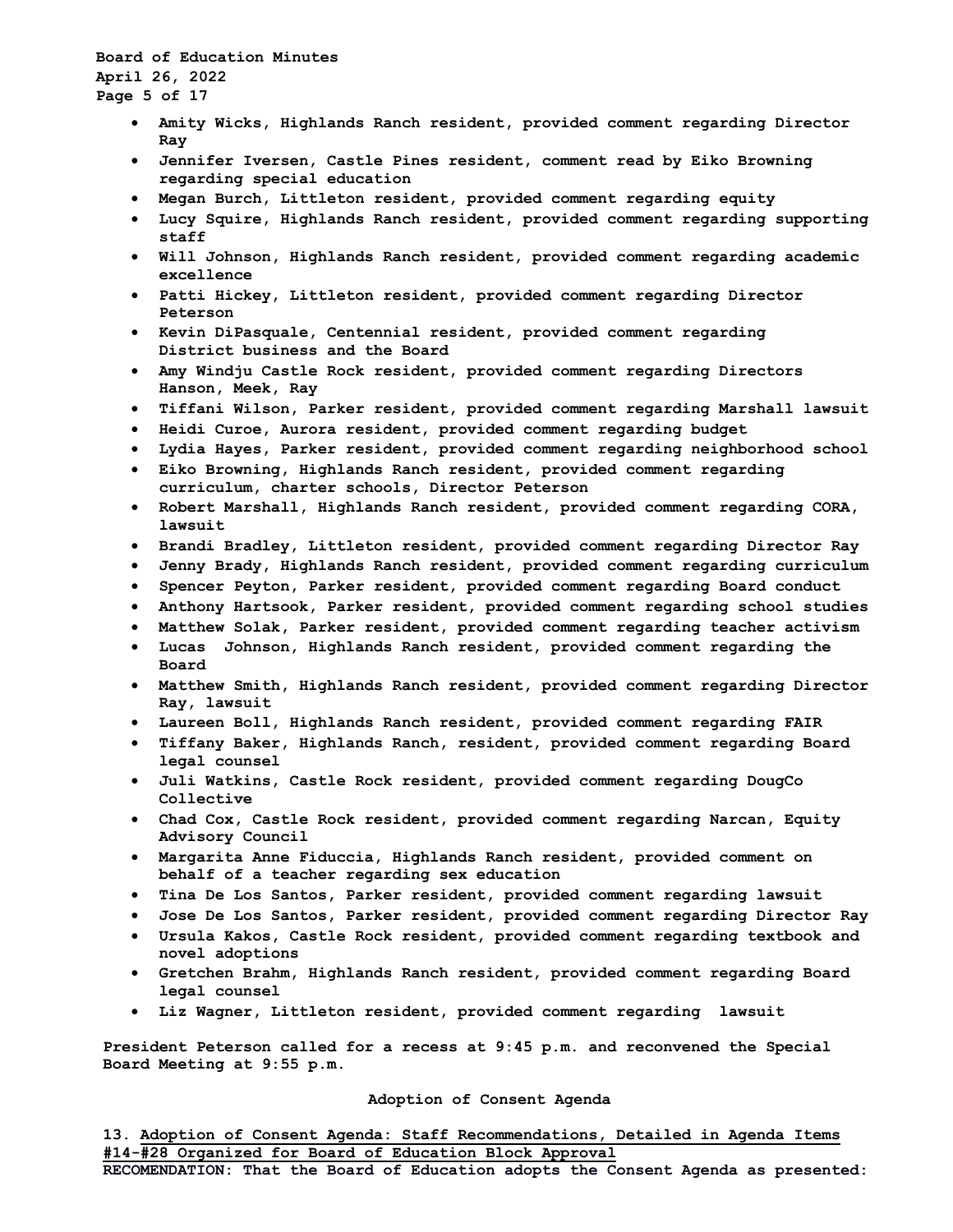- Amity Wicks, Highlands Ranch resident, provided comment regarding Director Ray
- Jennifer Iversen, Castle Pines resident, comment read by Eiko Browning regarding special education
- Megan Burch, Littleton resident, provided comment regarding equity
- Lucy Squire, Highlands Ranch resident, provided comment regarding supporting staff
- Will Johnson, Highlands Ranch resident, provided comment regarding academic excellence
- Patti Hickey, Littleton resident, provided comment regarding Director Peterson
- Kevin DiPasquale, Centennial resident, provided comment regarding District business and the Board
- Amy Windju Castle Rock resident, provided comment regarding Directors Hanson, Meek, Ray
- Tiffani Wilson, Parker resident, provided comment regarding Marshall lawsuit
- Heidi Curoe, Aurora resident, provided comment regarding budget
- Lydia Hayes, Parker resident, provided comment regarding neighborhood school
- Eiko Browning, Highlands Ranch resident, provided comment regarding curriculum, charter schools, Director Peterson
- Robert Marshall, Highlands Ranch resident, provided comment regarding CORA, lawsuit
- Brandi Bradley, Littleton resident, provided comment regarding Director Ray
- Jenny Brady, Highlands Ranch resident, provided comment regarding curriculum
- Spencer Peyton, Parker resident, provided comment regarding Board conduct
- Anthony Hartsook, Parker resident, provided comment regarding school studies
- Matthew Solak, Parker resident, provided comment regarding teacher activism
- Lucas Johnson, Highlands Ranch resident, provided comment regarding the Board
- Matthew Smith, Highlands Ranch resident, provided comment regarding Director Ray, lawsuit
- Laureen Boll, Highlands Ranch resident, provided comment regarding FAIR
- Tiffany Baker, Highlands Ranch, resident, provided comment regarding Board legal counsel
- Juli Watkins, Castle Rock resident, provided comment regarding DougCo Collective
- Chad Cox, Castle Rock resident, provided comment regarding Narcan, Equity Advisory Council
- Margarita Anne Fiduccia, Highlands Ranch resident, provided comment on behalf of a teacher regarding sex education
- Tina De Los Santos, Parker resident, provided comment regarding lawsuit
- Jose De Los Santos, Parker resident, provided comment regarding Director Ray
- Ursula Kakos, Castle Rock resident, provided comment regarding textbook and novel adoptions
- Gretchen Brahm, Highlands Ranch resident, provided comment regarding Board legal counsel
- Liz Wagner, Littleton resident, provided comment regarding lawsuit

**President Peterson called for a recess at 9:45 p.m. and reconvened the Special Board Meeting at 9:55 p.m.**

## Adoption of Consent Agenda

**13. <u>Adoption of Consent Agenda: Staff Recommendations, Detailed in Agenda Items #14-#28 Organized for Board of Education Block Approval</u>**
**RECOMENDATION: That the Board of Education adopts the Consent Agenda as presented:**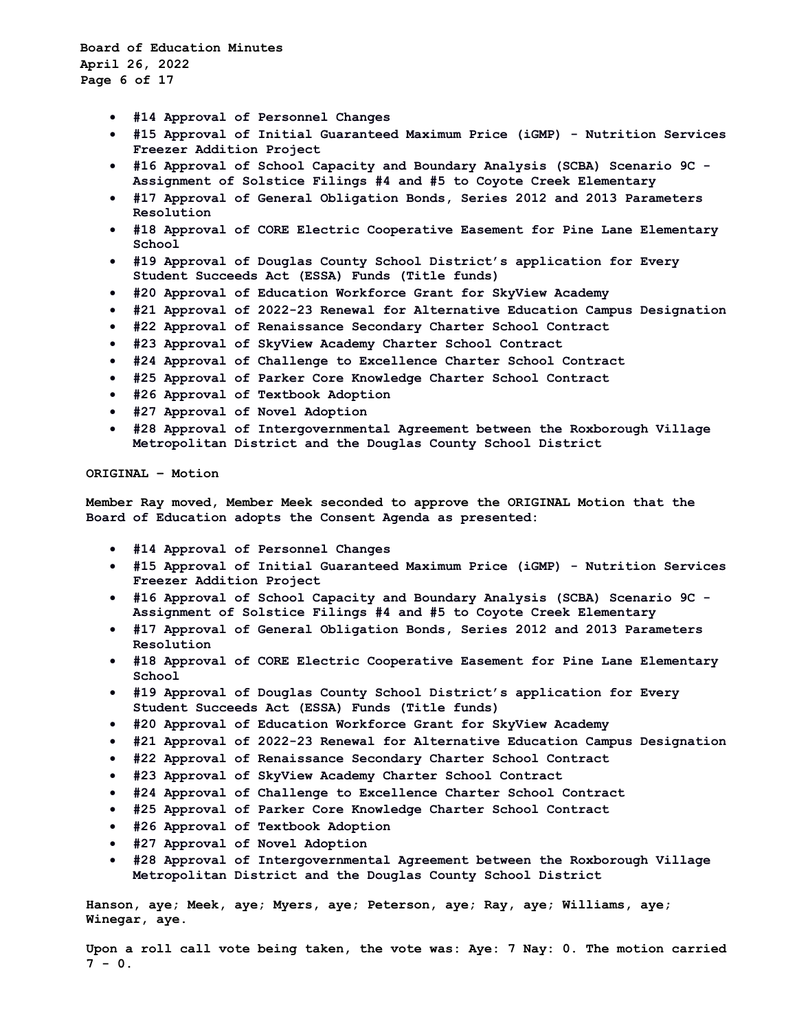- **#14 Approval of Personnel Changes**
- **#15 Approval of Initial Guaranteed Maximum Price (iGMP) - Nutrition Services Freezer Addition Project**
- **#16 Approval of School Capacity and Boundary Analysis (SCBA) Scenario 9C - Assignment of Solstice Filings #4 and #5 to Coyote Creek Elementary**
- **#17 Approval of General Obligation Bonds, Series 2012 and 2013 Parameters Resolution**
- **#18 Approval of CORE Electric Cooperative Easement for Pine Lane Elementary School**
- **#19 Approval of Douglas County School District's application for Every Student Succeeds Act (ESSA) Funds (Title funds)**
- **#20 Approval of Education Workforce Grant for SkyView Academy**
- **#21 Approval of 2022-23 Renewal for Alternative Education Campus Designation**
- **#22 Approval of Renaissance Secondary Charter School Contract**
- **#23 Approval of SkyView Academy Charter School Contract**
- **#24 Approval of Challenge to Excellence Charter School Contract**
- **#25 Approval of Parker Core Knowledge Charter School Contract**
- **#26 Approval of Textbook Adoption**
- **#27 Approval of Novel Adoption**
- **#28 Approval of Intergovernmental Agreement between the Roxborough Village Metropolitan District and the Douglas County School District**

**ORIGINAL – Motion**

**Member Ray moved, Member Meek seconded to approve the ORIGINAL Motion that the Board of Education adopts the Consent Agenda as presented:**

- **#14 Approval of Personnel Changes**
- **#15 Approval of Initial Guaranteed Maximum Price (iGMP) - Nutrition Services Freezer Addition Project**
- **#16 Approval of School Capacity and Boundary Analysis (SCBA) Scenario 9C - Assignment of Solstice Filings #4 and #5 to Coyote Creek Elementary**
- **#17 Approval of General Obligation Bonds, Series 2012 and 2013 Parameters Resolution**
- **#18 Approval of CORE Electric Cooperative Easement for Pine Lane Elementary School**
- **#19 Approval of Douglas County School District's application for Every Student Succeeds Act (ESSA) Funds (Title funds)**
- **#20 Approval of Education Workforce Grant for SkyView Academy**
- **#21 Approval of 2022-23 Renewal for Alternative Education Campus Designation**
- **#22 Approval of Renaissance Secondary Charter School Contract**
- **#23 Approval of SkyView Academy Charter School Contract**
- **#24 Approval of Challenge to Excellence Charter School Contract**
- **#25 Approval of Parker Core Knowledge Charter School Contract**
- **#26 Approval of Textbook Adoption**
- **#27 Approval of Novel Adoption**
- **#28 Approval of Intergovernmental Agreement between the Roxborough Village Metropolitan District and the Douglas County School District**

**Hanson, aye; Meek, aye; Myers, aye; Peterson, aye; Ray, aye; Williams, aye; Winegar, aye.**

**Upon a roll call vote being taken, the vote was: Aye: 7 Nay: 0. The motion carried 7 - 0.**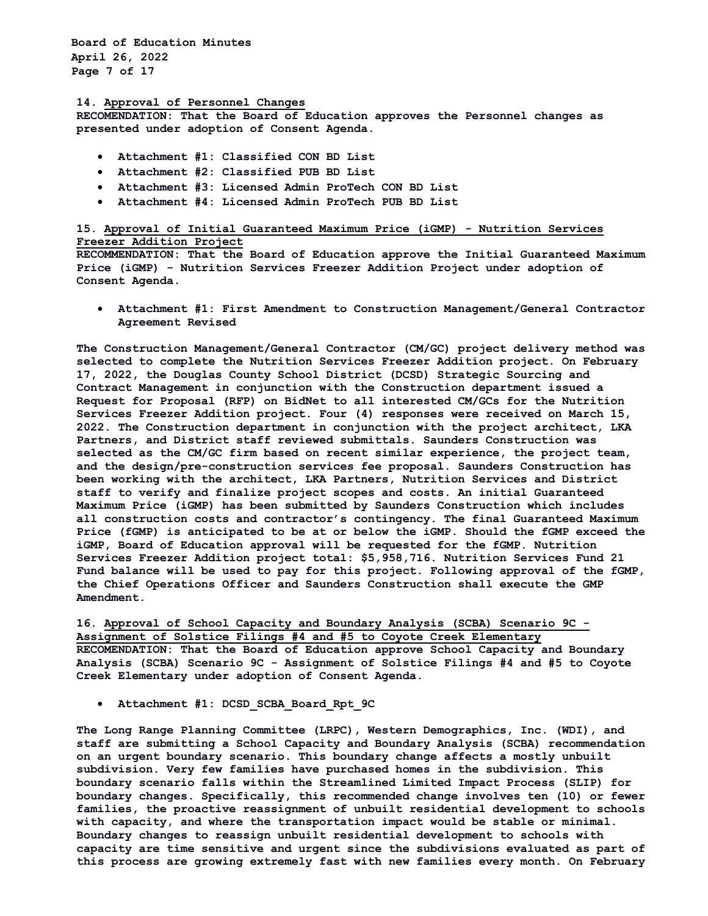**14. Approval of Personnel Changes**
**RECOMENDATION: That the Board of Education approves the Personnel changes as presented under adoption of Consent Agenda.**

- **Attachment #1: Classified CON BD List**
- **Attachment #2: Classified PUB BD List**
- **Attachment #3: Licensed Admin ProTech CON BD List**
- **Attachment #4: Licensed Admin ProTech PUB BD List**

**15. Approval of Initial Guaranteed Maximum Price (iGMP) - Nutrition Services Freezer Addition Project**
**RECOMMENDATION: That the Board of Education approve the Initial Guaranteed Maximum Price (iGMP) - Nutrition Services Freezer Addition Project under adoption of Consent Agenda.**

- **Attachment #1: First Amendment to Construction Management/General Contractor Agreement Revised**

**The Construction Management/General Contractor (CM/GC) project delivery method was selected to complete the Nutrition Services Freezer Addition project. On February 17, 2022, the Douglas County School District (DCSD) Strategic Sourcing and Contract Management in conjunction with the Construction department issued a Request for Proposal (RFP) on BidNet to all interested CM/GCs for the Nutrition Services Freezer Addition project. Four (4) responses were received on March 15, 2022. The Construction department in conjunction with the project architect, LKA Partners, and District staff reviewed submittals. Saunders Construction was selected as the CM/GC firm based on recent similar experience, the project team, and the design/pre-construction services fee proposal. Saunders Construction has been working with the architect, LKA Partners, Nutrition Services and District staff to verify and finalize project scopes and costs. An initial Guaranteed Maximum Price (iGMP) has been submitted by Saunders Construction which includes all construction costs and contractor's contingency. The final Guaranteed Maximum Price (fGMP) is anticipated to be at or below the iGMP. Should the fGMP exceed the iGMP, Board of Education approval will be requested for the fGMP. Nutrition Services Freezer Addition project total: $5,958,716. Nutrition Services Fund 21 Fund balance will be used to pay for this project. Following approval of the fGMP, the Chief Operations Officer and Saunders Construction shall execute the GMP Amendment.**

**16. Approval of School Capacity and Boundary Analysis (SCBA) Scenario 9C - Assignment of Solstice Filings #4 and #5 to Coyote Creek Elementary**
**RECOMENDATION: That the Board of Education approve School Capacity and Boundary Analysis (SCBA) Scenario 9C - Assignment of Solstice Filings #4 and #5 to Coyote Creek Elementary under adoption of Consent Agenda.**

- **Attachment #1: DCSD_SCBA_Board_Rpt_9C**

**The Long Range Planning Committee (LRPC), Western Demographics, Inc. (WDI), and staff are submitting a School Capacity and Boundary Analysis (SCBA) recommendation on an urgent boundary scenario. This boundary change affects a mostly unbuilt subdivision. Very few families have purchased homes in the subdivision. This boundary scenario falls within the Streamlined Limited Impact Process (SLIP) for boundary changes. Specifically, this recommended change involves ten (10) or fewer families, the proactive reassignment of unbuilt residential development to schools with capacity, and where the transportation impact would be stable or minimal. Boundary changes to reassign unbuilt residential development to schools with capacity are time sensitive and urgent since the subdivisions evaluated as part of this process are growing extremely fast with new families every month. On February**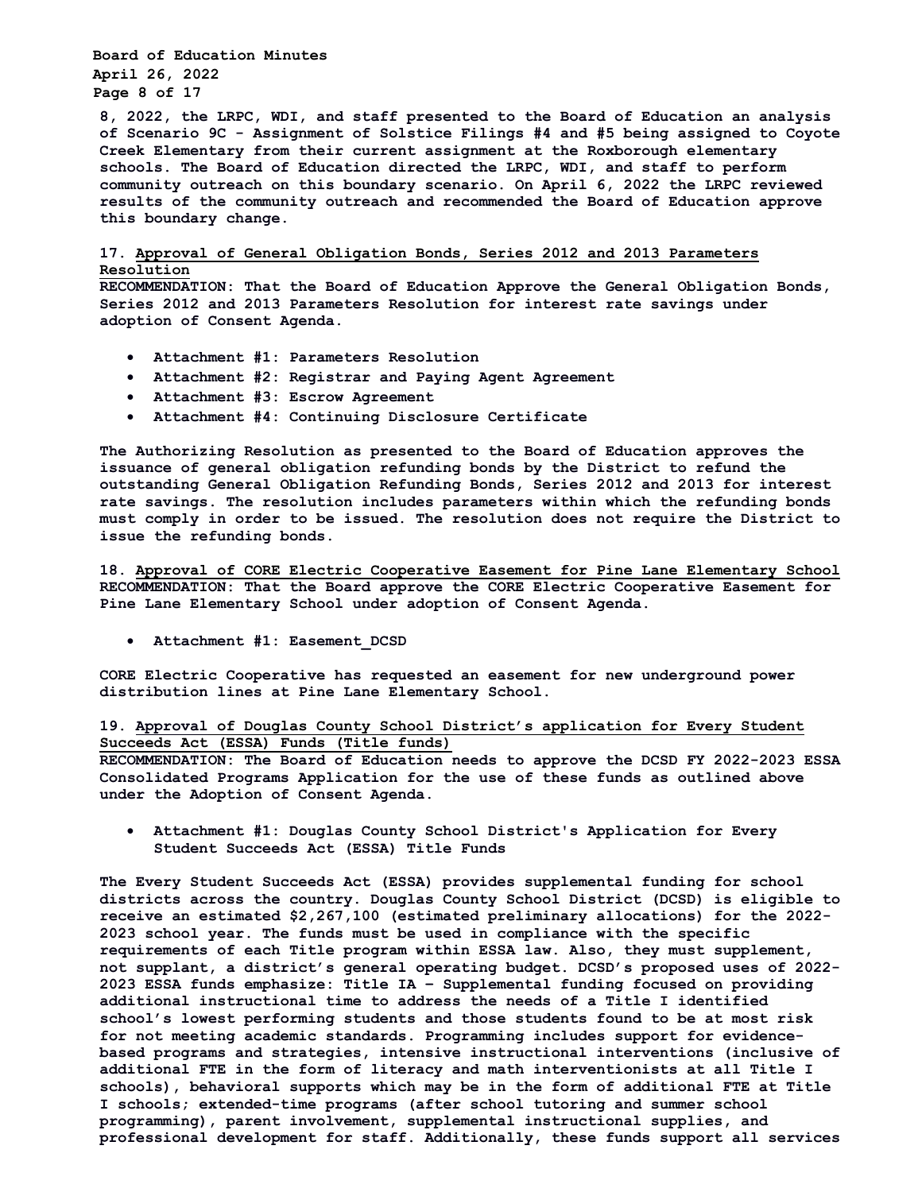**8, 2022, the LRPC, WDI, and staff presented to the Board of Education an analysis of Scenario 9C - Assignment of Solstice Filings #4 and #5 being assigned to Coyote Creek Elementary from their current assignment at the Roxborough elementary schools. The Board of Education directed the LRPC, WDI, and staff to perform community outreach on this boundary scenario. On April 6, 2022 the LRPC reviewed results of the community outreach and recommended the Board of Education approve this boundary change.**

**17. <u>Approval of General Obligation Bonds, Series 2012 and 2013 Parameters Resolution</u>**
**RECOMMENDATION: That the Board of Education Approve the General Obligation Bonds, Series 2012 and 2013 Parameters Resolution for interest rate savings under adoption of Consent Agenda.**

- **Attachment #1: Parameters Resolution**
- **Attachment #2: Registrar and Paying Agent Agreement**
- **Attachment #3: Escrow Agreement**
- **Attachment #4: Continuing Disclosure Certificate**

**The Authorizing Resolution as presented to the Board of Education approves the issuance of general obligation refunding bonds by the District to refund the outstanding General Obligation Refunding Bonds, Series 2012 and 2013 for interest rate savings. The resolution includes parameters within which the refunding bonds must comply in order to be issued. The resolution does not require the District to issue the refunding bonds.**

**18. <u>Approval of CORE Electric Cooperative Easement for Pine Lane Elementary School</u>**
**RECOMMENDATION: That the Board approve the CORE Electric Cooperative Easement for Pine Lane Elementary School under adoption of Consent Agenda.**

- **Attachment #1: Easement_DCSD**

**CORE Electric Cooperative has requested an easement for new underground power distribution lines at Pine Lane Elementary School.**

**19. <u>Approval of Douglas County School District's application for Every Student Succeeds Act (ESSA) Funds (Title funds)</u>**
**RECOMMENDATION: The Board of Education needs to approve the DCSD FY 2022-2023 ESSA Consolidated Programs Application for the use of these funds as outlined above under the Adoption of Consent Agenda.**

- **Attachment #1: Douglas County School District's Application for Every Student Succeeds Act (ESSA) Title Funds**

**The Every Student Succeeds Act (ESSA) provides supplemental funding for school districts across the country. Douglas County School District (DCSD) is eligible to receive an estimated $2,267,100 (estimated preliminary allocations) for the 2022-2023 school year. The funds must be used in compliance with the specific requirements of each Title program within ESSA law. Also, they must supplement, not supplant, a district's general operating budget. DCSD's proposed uses of 2022-2023 ESSA funds emphasize: Title IA – Supplemental funding focused on providing additional instructional time to address the needs of a Title I identified school's lowest performing students and those students found to be at most risk for not meeting academic standards. Programming includes support for evidence-based programs and strategies, intensive instructional interventions (inclusive of additional FTE in the form of literacy and math interventionists at all Title I schools), behavioral supports which may be in the form of additional FTE at Title I schools; extended-time programs (after school tutoring and summer school programming), parent involvement, supplemental instructional supplies, and professional development for staff. Additionally, these funds support all services**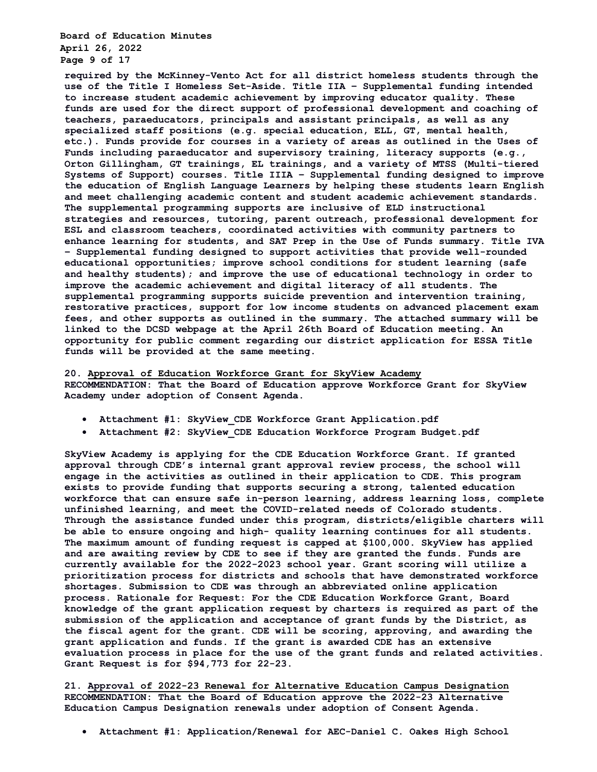**required by the McKinney-Vento Act for all district homeless students through the use of the Title I Homeless Set-Aside. Title IIA – Supplemental funding intended to increase student academic achievement by improving educator quality. These funds are used for the direct support of professional development and coaching of teachers, paraeducators, principals and assistant principals, as well as any specialized staff positions (e.g. special education, ELL, GT, mental health, etc.). Funds provide for courses in a variety of areas as outlined in the Uses of Funds including paraeducator and supervisory training, literacy supports (e.g., Orton Gillingham, GT trainings, EL trainings, and a variety of MTSS (Multi-tiered Systems of Support) courses. Title IIIA – Supplemental funding designed to improve the education of English Language Learners by helping these students learn English and meet challenging academic content and student academic achievement standards. The supplemental programming supports are inclusive of ELD instructional strategies and resources, tutoring, parent outreach, professional development for ESL and classroom teachers, coordinated activities with community partners to enhance learning for students, and SAT Prep in the Use of Funds summary. Title IVA – Supplemental funding designed to support activities that provide well-rounded educational opportunities; improve school conditions for student learning (safe and healthy students); and improve the use of educational technology in order to improve the academic achievement and digital literacy of all students. The supplemental programming supports suicide prevention and intervention training, restorative practices, support for low income students on advanced placement exam fees, and other supports as outlined in the summary. The attached summary will be linked to the DCSD webpage at the April 26th Board of Education meeting. An opportunity for public comment regarding our district application for ESSA Title funds will be provided at the same meeting.**

**20. <u>Approval of Education Workforce Grant for SkyView Academy</u>**
**RECOMMENDATION: That the Board of Education approve Workforce Grant for SkyView Academy under adoption of Consent Agenda.**

- **Attachment #1: SkyView_CDE Workforce Grant Application.pdf**
- **Attachment #2: SkyView_CDE Education Workforce Program Budget.pdf**

**SkyView Academy is applying for the CDE Education Workforce Grant. If granted approval through CDE's internal grant approval review process, the school will engage in the activities as outlined in their application to CDE. This program exists to provide funding that supports securing a strong, talented education workforce that can ensure safe in-person learning, address learning loss, complete unfinished learning, and meet the COVID-related needs of Colorado students. Through the assistance funded under this program, districts/eligible charters will be able to ensure ongoing and high- quality learning continues for all students. The maximum amount of funding request is capped at $100,000. SkyView has applied and are awaiting review by CDE to see if they are granted the funds. Funds are currently available for the 2022-2023 school year. Grant scoring will utilize a prioritization process for districts and schools that have demonstrated workforce shortages. Submission to CDE was through an abbreviated online application process. Rationale for Request: For the CDE Education Workforce Grant, Board knowledge of the grant application request by charters is required as part of the submission of the application and acceptance of grant funds by the District, as the fiscal agent for the grant. CDE will be scoring, approving, and awarding the grant application and funds. If the grant is awarded CDE has an extensive evaluation process in place for the use of the grant funds and related activities. Grant Request is for $94,773 for 22-23.**

**21. <u>Approval of 2022-23 Renewal for Alternative Education Campus Designation</u>**
**RECOMMENDATION: That the Board of Education approve the 2022-23 Alternative Education Campus Designation renewals under adoption of Consent Agenda.**

- **Attachment #1: Application/Renewal for AEC-Daniel C. Oakes High School**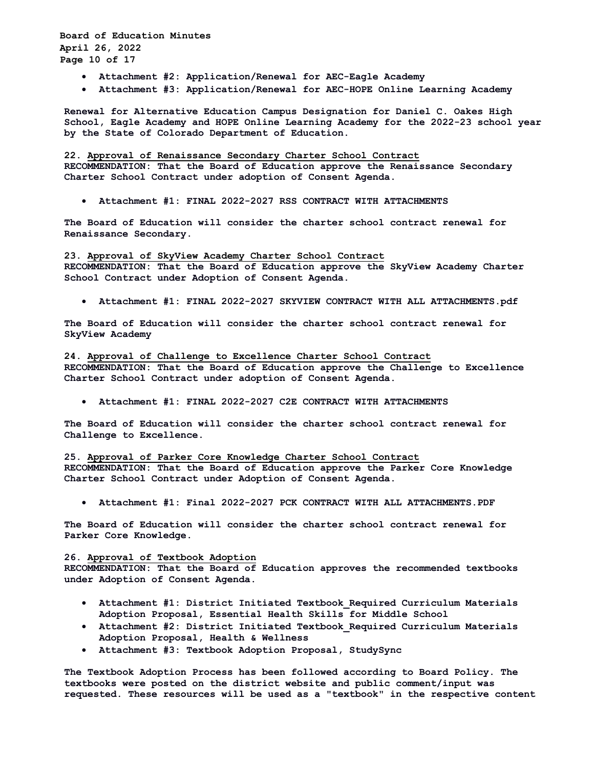- **Attachment #2: Application/Renewal for AEC-Eagle Academy**
- **Attachment #3: Application/Renewal for AEC-HOPE Online Learning Academy**

**Renewal for Alternative Education Campus Designation for Daniel C. Oakes High School, Eagle Academy and HOPE Online Learning Academy for the 2022-23 school year by the State of Colorado Department of Education.**

**22. <u>Approval of Renaissance Secondary Charter School Contract</u>**
**RECOMMENDATION: That the Board of Education approve the Renaissance Secondary Charter School Contract under adoption of Consent Agenda.**

- **Attachment #1: FINAL 2022-2027 RSS CONTRACT WITH ATTACHMENTS**

**The Board of Education will consider the charter school contract renewal for Renaissance Secondary.**

**23. <u>Approval of SkyView Academy Charter School Contract</u>**
**RECOMMENDATION: That the Board of Education approve the SkyView Academy Charter School Contract under Adoption of Consent Agenda.**

- **Attachment #1: FINAL 2022-2027 SKYVIEW CONTRACT WITH ALL ATTACHMENTS.pdf**

**The Board of Education will consider the charter school contract renewal for SkyView Academy**

**24. <u>Approval of Challenge to Excellence Charter School Contract</u>**
**RECOMMENDATION: That the Board of Education approve the Challenge to Excellence Charter School Contract under adoption of Consent Agenda.**

- **Attachment #1: FINAL 2022-2027 C2E CONTRACT WITH ATTACHMENTS**

**The Board of Education will consider the charter school contract renewal for Challenge to Excellence.**

**25. <u>Approval of Parker Core Knowledge Charter School Contract</u>**
**RECOMMENDATION: That the Board of Education approve the Parker Core Knowledge Charter School Contract under Adoption of Consent Agenda.**

- **Attachment #1: Final 2022-2027 PCK CONTRACT WITH ALL ATTACHMENTS.PDF**

**The Board of Education will consider the charter school contract renewal for Parker Core Knowledge.**

**26. <u>Approval of Textbook Adoption</u>**
**RECOMMENDATION: That the Board of Education approves the recommended textbooks under Adoption of Consent Agenda.**

- **Attachment #1: District Initiated Textbook_Required Curriculum Materials Adoption Proposal, Essential Health Skills for Middle School**
- **Attachment #2: District Initiated Textbook_Required Curriculum Materials Adoption Proposal, Health & Wellness**
- **Attachment #3: Textbook Adoption Proposal, StudySync**

**The Textbook Adoption Process has been followed according to Board Policy. The textbooks were posted on the district website and public comment/input was requested. These resources will be used as a "textbook" in the respective content**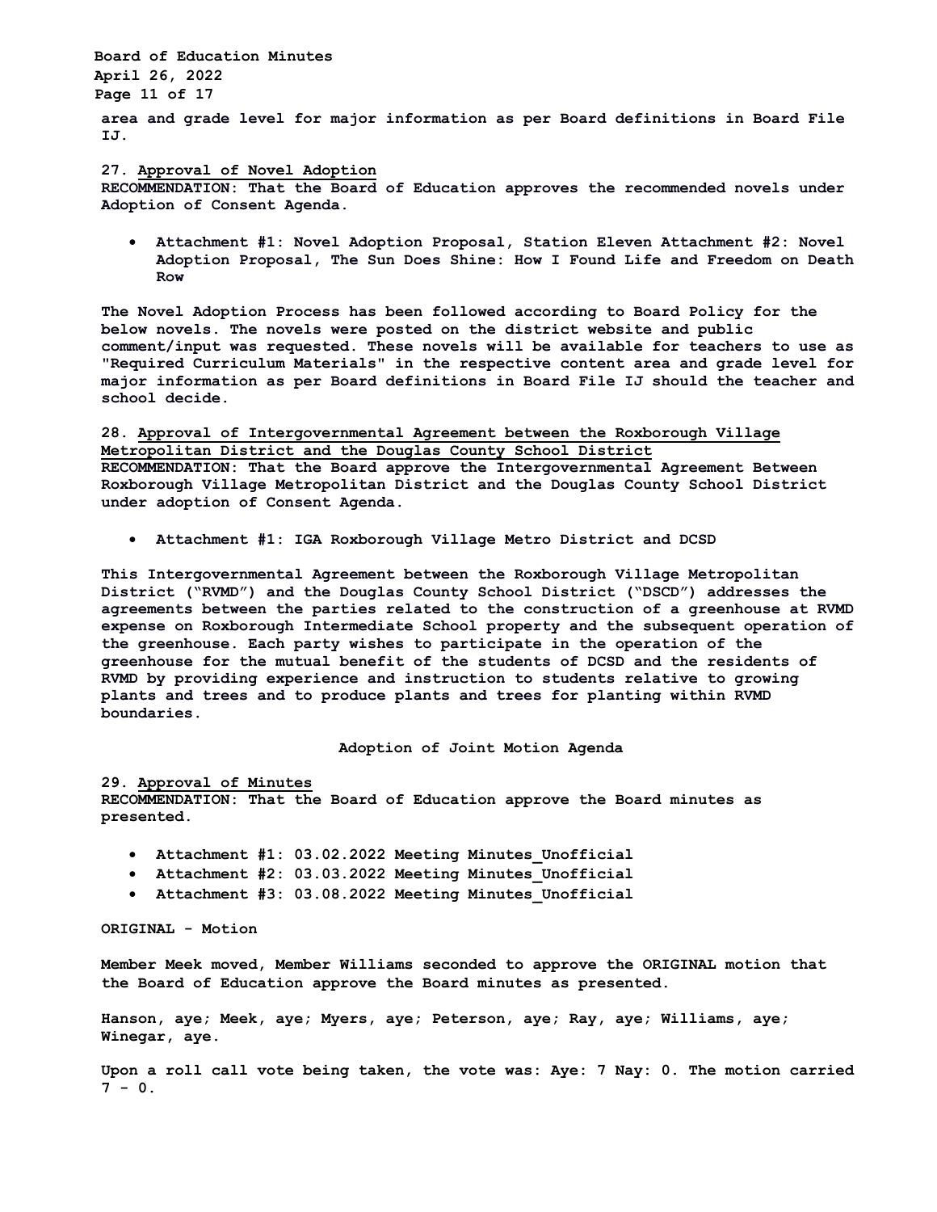**area and grade level for major information as per Board definitions in Board File IJ.**

**27. <u>Approval of Novel Adoption</u>**
**RECOMMENDATION: That the Board of Education approves the recommended novels under Adoption of Consent Agenda.**

- **Attachment #1: Novel Adoption Proposal, Station Eleven Attachment #2: Novel Adoption Proposal, The Sun Does Shine: How I Found Life and Freedom on Death Row**

**The Novel Adoption Process has been followed according to Board Policy for the below novels. The novels were posted on the district website and public comment/input was requested. These novels will be available for teachers to use as "Required Curriculum Materials" in the respective content area and grade level for major information as per Board definitions in Board File IJ should the teacher and school decide.**

**28. <u>Approval of Intergovernmental Agreement between the Roxborough Village Metropolitan District and the Douglas County School District</u>**
**RECOMMENDATION: That the Board approve the Intergovernmental Agreement Between Roxborough Village Metropolitan District and the Douglas County School District under adoption of Consent Agenda.**

- **Attachment #1: IGA Roxborough Village Metro District and DCSD**

**This Intergovernmental Agreement between the Roxborough Village Metropolitan District ("RVMD") and the Douglas County School District ("DSCD") addresses the agreements between the parties related to the construction of a greenhouse at RVMD expense on Roxborough Intermediate School property and the subsequent operation of the greenhouse. Each party wishes to participate in the operation of the greenhouse for the mutual benefit of the students of DCSD and the residents of RVMD by providing experience and instruction to students relative to growing plants and trees and to produce plants and trees for planting within RVMD boundaries.**

**Adoption of Joint Motion Agenda**

**29. <u>Approval of Minutes</u>**
**RECOMMENDATION: That the Board of Education approve the Board minutes as presented.**

- **Attachment #1: 03.02.2022 Meeting Minutes_Unofficial**
- **Attachment #2: 03.03.2022 Meeting Minutes_Unofficial**
- **Attachment #3: 03.08.2022 Meeting Minutes_Unofficial**

**ORIGINAL - Motion**

**Member Meek moved, Member Williams seconded to approve the ORIGINAL motion that the Board of Education approve the Board minutes as presented.**

**Hanson, aye; Meek, aye; Myers, aye; Peterson, aye; Ray, aye; Williams, aye; Winegar, aye.**

**Upon a roll call vote being taken, the vote was: Aye: 7 Nay: 0. The motion carried 7 - 0.**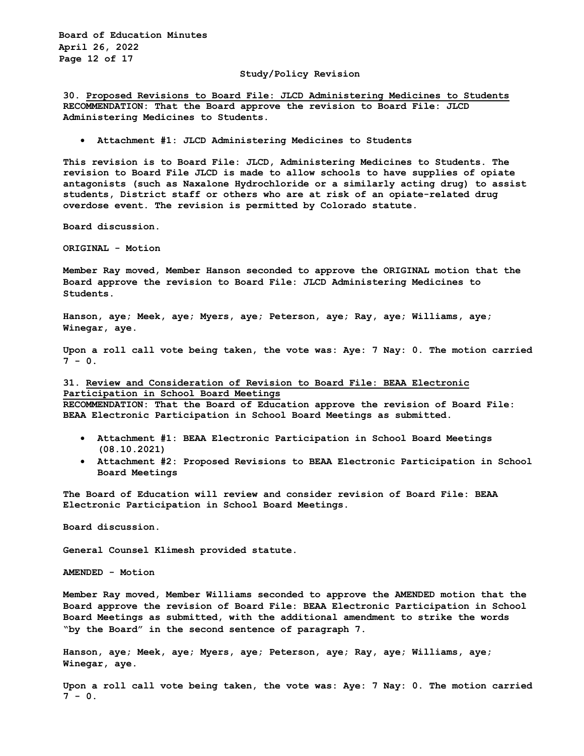## Study/Policy Revision

**30. <u>Proposed Revisions to Board File: JLCD Administering Medicines to Students</u>**
**RECOMMENDATION: That the Board approve the revision to Board File: JLCD Administering Medicines to Students.**

- **Attachment #1: JLCD Administering Medicines to Students**

**This revision is to Board File: JLCD, Administering Medicines to Students. The revision to Board File JLCD is made to allow schools to have supplies of opiate antagonists (such as Naxalone Hydrochloride or a similarly acting drug) to assist students, District staff or others who are at risk of an opiate-related drug overdose event. The revision is permitted by Colorado statute.**

**Board discussion.**

**ORIGINAL - Motion**

**Member Ray moved, Member Hanson seconded to approve the ORIGINAL motion that the Board approve the revision to Board File: JLCD Administering Medicines to Students.**

**Hanson, aye; Meek, aye; Myers, aye; Peterson, aye; Ray, aye; Williams, aye; Winegar, aye.**

**Upon a roll call vote being taken, the vote was: Aye: 7 Nay: 0. The motion carried 7 - 0.**

**31. <u>Review and Consideration of Revision to Board File: BEAA Electronic Participation in School Board Meetings</u>**
**RECOMMENDATION: That the Board of Education approve the revision of Board File: BEAA Electronic Participation in School Board Meetings as submitted.**

- **Attachment #1: BEAA Electronic Participation in School Board Meetings (08.10.2021)**
- **Attachment #2: Proposed Revisions to BEAA Electronic Participation in School Board Meetings**

**The Board of Education will review and consider revision of Board File: BEAA Electronic Participation in School Board Meetings.**

**Board discussion.**

**General Counsel Klimesh provided statute.**

**AMENDED - Motion**

**Member Ray moved, Member Williams seconded to approve the AMENDED motion that the Board approve the revision of Board File: BEAA Electronic Participation in School Board Meetings as submitted, with the additional amendment to strike the words "by the Board" in the second sentence of paragraph 7.**

**Hanson, aye; Meek, aye; Myers, aye; Peterson, aye; Ray, aye; Williams, aye; Winegar, aye.**

**Upon a roll call vote being taken, the vote was: Aye: 7 Nay: 0. The motion carried 7 - 0.**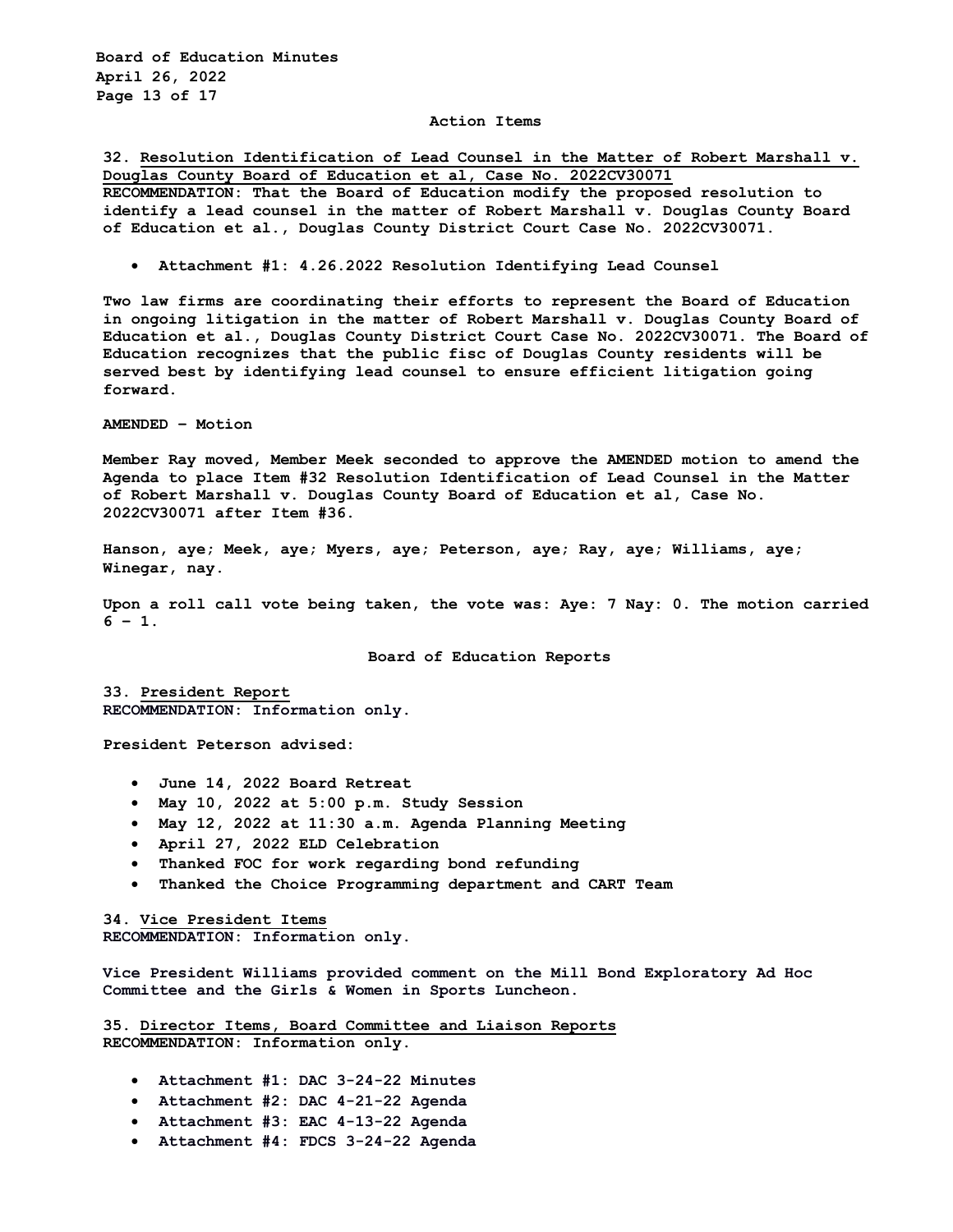## Action Items

**32. Resolution Identification of Lead Counsel in the Matter of Robert Marshall v. Douglas County Board of Education et al, Case No. 2022CV30071**
**RECOMMENDATION: That the Board of Education modify the proposed resolution to identify a lead counsel in the matter of Robert Marshall v. Douglas County Board of Education et al., Douglas County District Court Case No. 2022CV30071.**

- **Attachment #1: 4.26.2022 Resolution Identifying Lead Counsel**

**Two law firms are coordinating their efforts to represent the Board of Education in ongoing litigation in the matter of Robert Marshall v. Douglas County Board of Education et al., Douglas County District Court Case No. 2022CV30071. The Board of Education recognizes that the public fisc of Douglas County residents will be served best by identifying lead counsel to ensure efficient litigation going forward.**

**AMENDED – Motion**

**Member Ray moved, Member Meek seconded to approve the AMENDED motion to amend the Agenda to place Item #32 Resolution Identification of Lead Counsel in the Matter of Robert Marshall v. Douglas County Board of Education et al, Case No. 2022CV30071 after Item #36.**

**Hanson, aye; Meek, aye; Myers, aye; Peterson, aye; Ray, aye; Williams, aye; Winegar, nay.**

**Upon a roll call vote being taken, the vote was: Aye: 7 Nay: 0. The motion carried 6 – 1.**

## Board of Education Reports

**33. President Report**
**RECOMMENDATION: Information only.**

**President Peterson advised:**

- **June 14, 2022 Board Retreat**
- **May 10, 2022 at 5:00 p.m. Study Session**
- **May 12, 2022 at 11:30 a.m. Agenda Planning Meeting**
- **April 27, 2022 ELD Celebration**
- **Thanked FOC for work regarding bond refunding**
- **Thanked the Choice Programming department and CART Team**

**34. Vice President Items**
**RECOMMENDATION: Information only.**

**Vice President Williams provided comment on the Mill Bond Exploratory Ad Hoc Committee and the Girls & Women in Sports Luncheon.**

**35. Director Items, Board Committee and Liaison Reports**
**RECOMMENDATION: Information only.**

- **Attachment #1: DAC 3-24-22 Minutes**
- **Attachment #2: DAC 4-21-22 Agenda**
- **Attachment #3: EAC 4-13-22 Agenda**
- **Attachment #4: FDCS 3-24-22 Agenda**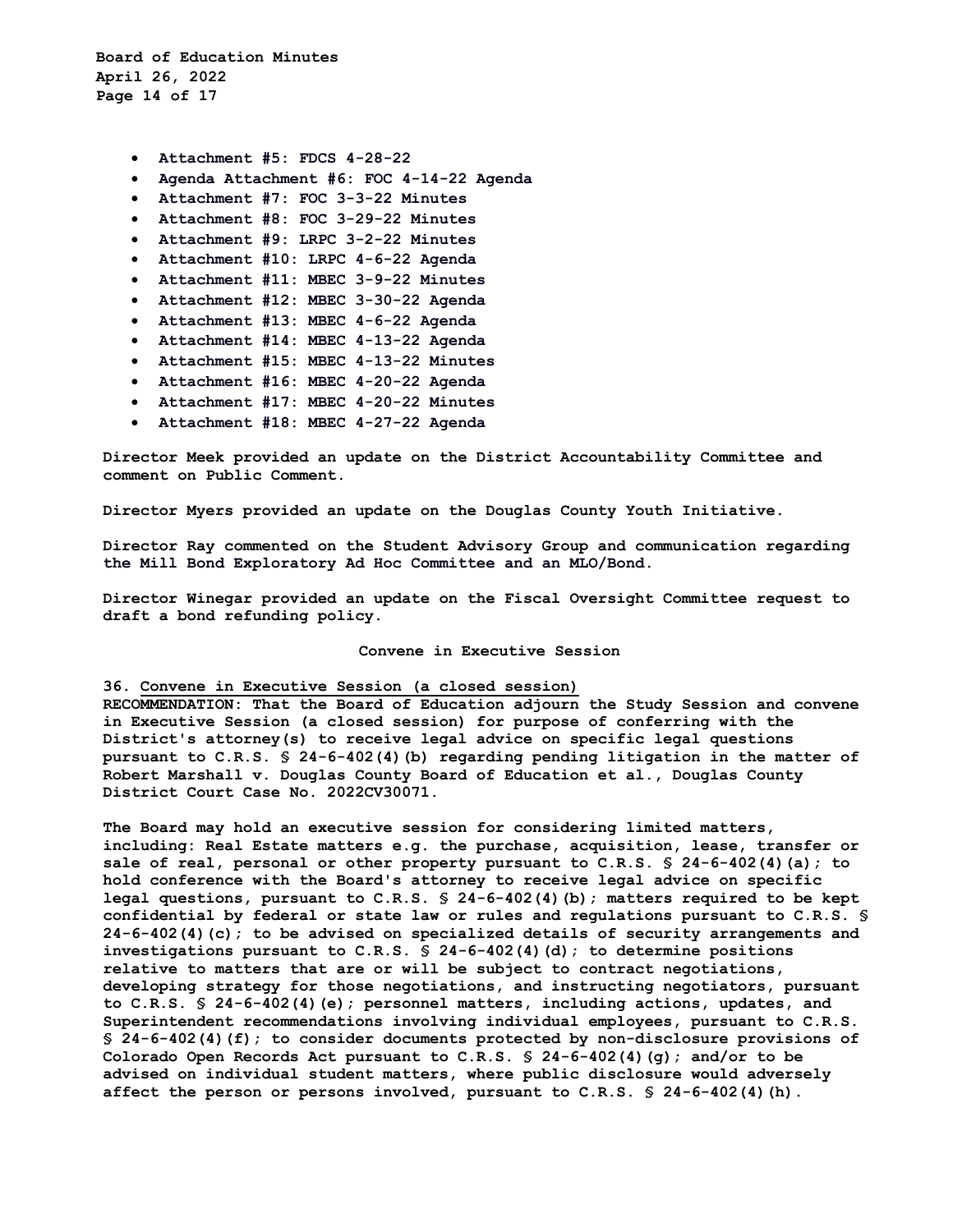- **Attachment #5: FDCS 4-28-22**
- **Agenda Attachment #6: FOC 4-14-22 Agenda**
- **Attachment #7: FOC 3-3-22 Minutes**
- **Attachment #8: FOC 3-29-22 Minutes**
- **Attachment #9: LRPC 3-2-22 Minutes**
- **Attachment #10: LRPC 4-6-22 Agenda**
- **Attachment #11: MBEC 3-9-22 Minutes**
- **Attachment #12: MBEC 3-30-22 Agenda**
- **Attachment #13: MBEC 4-6-22 Agenda**
- **Attachment #14: MBEC 4-13-22 Agenda**
- **Attachment #15: MBEC 4-13-22 Minutes**
- **Attachment #16: MBEC 4-20-22 Agenda**
- **Attachment #17: MBEC 4-20-22 Minutes**
- **Attachment #18: MBEC 4-27-22 Agenda**

**Director Meek provided an update on the District Accountability Committee and comment on Public Comment.**

**Director Myers provided an update on the Douglas County Youth Initiative.**

**Director Ray commented on the Student Advisory Group and communication regarding the Mill Bond Exploratory Ad Hoc Committee and an MLO/Bond.**

**Director Winegar provided an update on the Fiscal Oversight Committee request to draft a bond refunding policy.**

## Convene in Executive Session

**36. <u>Convene in Executive Session (a closed session)</u>**
**RECOMMENDATION: That the Board of Education adjourn the Study Session and convene in Executive Session (a closed session) for purpose of conferring with the District's attorney(s) to receive legal advice on specific legal questions pursuant to C.R.S. § 24-6-402(4)(b) regarding pending litigation in the matter of Robert Marshall v. Douglas County Board of Education et al., Douglas County District Court Case No. 2022CV30071.**

**The Board may hold an executive session for considering limited matters, including: Real Estate matters e.g. the purchase, acquisition, lease, transfer or sale of real, personal or other property pursuant to C.R.S. § 24-6-402(4)(a); to hold conference with the Board's attorney to receive legal advice on specific legal questions, pursuant to C.R.S. § 24-6-402(4)(b); matters required to be kept confidential by federal or state law or rules and regulations pursuant to C.R.S. § 24-6-402(4)(c); to be advised on specialized details of security arrangements and investigations pursuant to C.R.S. § 24-6-402(4)(d); to determine positions relative to matters that are or will be subject to contract negotiations, developing strategy for those negotiations, and instructing negotiators, pursuant to C.R.S. § 24-6-402(4)(e); personnel matters, including actions, updates, and Superintendent recommendations involving individual employees, pursuant to C.R.S. § 24-6-402(4)(f); to consider documents protected by non-disclosure provisions of Colorado Open Records Act pursuant to C.R.S. § 24-6-402(4)(g); and/or to be advised on individual student matters, where public disclosure would adversely affect the person or persons involved, pursuant to C.R.S. § 24-6-402(4)(h).**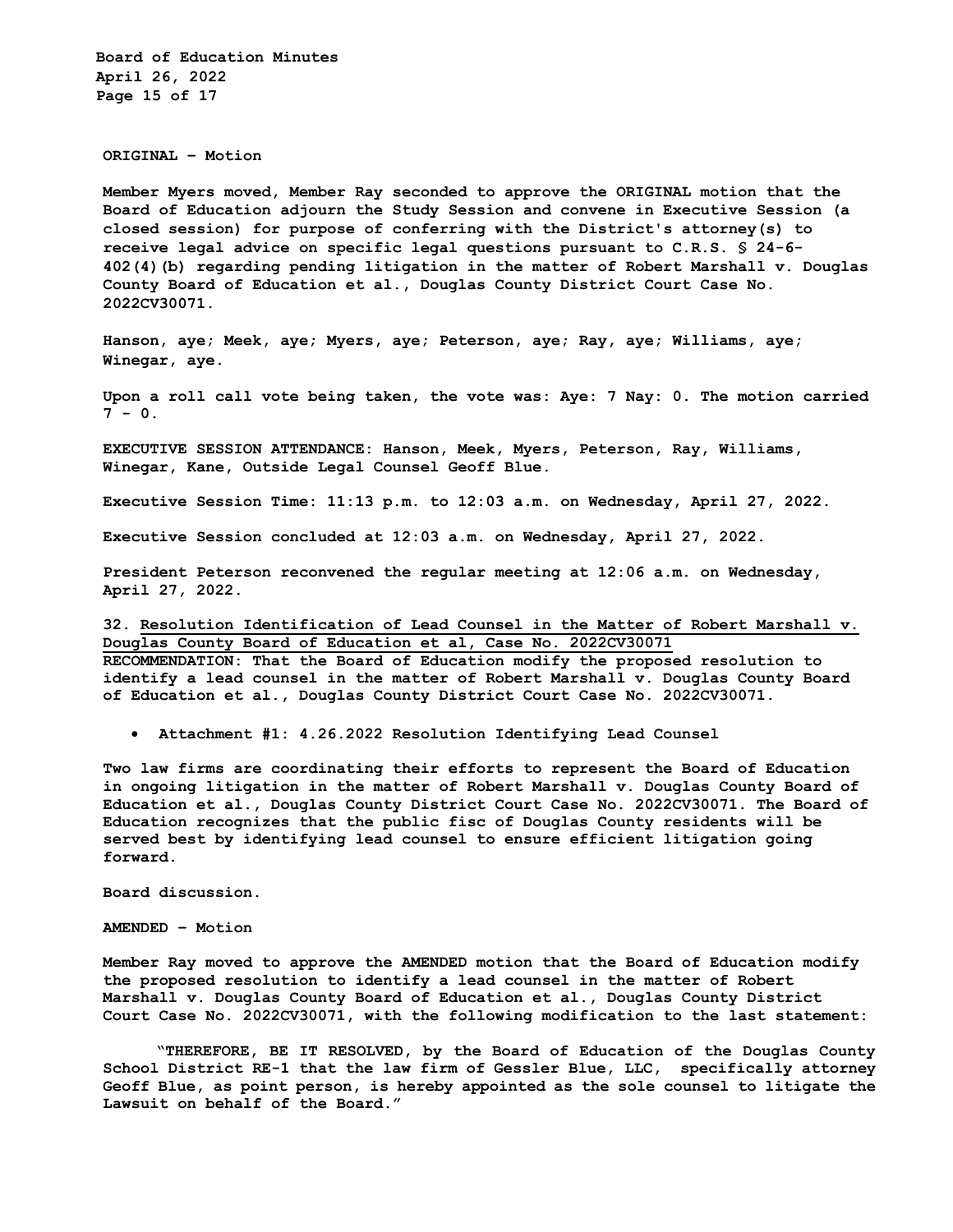**ORIGINAL – Motion**

**Member Myers moved, Member Ray seconded to approve the ORIGINAL motion that the Board of Education adjourn the Study Session and convene in Executive Session (a closed session) for purpose of conferring with the District's attorney(s) to receive legal advice on specific legal questions pursuant to C.R.S. § 24-6-402(4)(b) regarding pending litigation in the matter of Robert Marshall v. Douglas County Board of Education et al., Douglas County District Court Case No. 2022CV30071.**

**Hanson, aye; Meek, aye; Myers, aye; Peterson, aye; Ray, aye; Williams, aye; Winegar, aye.**

**Upon a roll call vote being taken, the vote was: Aye: 7 Nay: 0. The motion carried 7 - 0.**

**EXECUTIVE SESSION ATTENDANCE: Hanson, Meek, Myers, Peterson, Ray, Williams, Winegar, Kane, Outside Legal Counsel Geoff Blue.**

**Executive Session Time: 11:13 p.m. to 12:03 a.m. on Wednesday, April 27, 2022.**

**Executive Session concluded at 12:03 a.m. on Wednesday, April 27, 2022.**

**President Peterson reconvened the regular meeting at 12:06 a.m. on Wednesday, April 27, 2022.**

**32. <u>Resolution Identification of Lead Counsel in the Matter of Robert Marshall v. Douglas County Board of Education et al, Case No. 2022CV30071</u>**
**RECOMMENDATION: That the Board of Education modify the proposed resolution to identify a lead counsel in the matter of Robert Marshall v. Douglas County Board of Education et al., Douglas County District Court Case No. 2022CV30071.**

- **Attachment #1: 4.26.2022 Resolution Identifying Lead Counsel**

**Two law firms are coordinating their efforts to represent the Board of Education in ongoing litigation in the matter of Robert Marshall v. Douglas County Board of Education et al., Douglas County District Court Case No. 2022CV30071. The Board of Education recognizes that the public fisc of Douglas County residents will be served best by identifying lead counsel to ensure efficient litigation going forward.**

**Board discussion.**

**AMENDED – Motion**

**Member Ray moved to approve the AMENDED motion that the Board of Education modify the proposed resolution to identify a lead counsel in the matter of Robert Marshall v. Douglas County Board of Education et al., Douglas County District Court Case No. 2022CV30071, with the following modification to the last statement:**

> **"THEREFORE, BE IT RESOLVED, by the Board of Education of the Douglas County School District RE-1 that the law firm of Gessler Blue, LLC, specifically attorney Geoff Blue, as point person, is hereby appointed as the sole counsel to litigate the Lawsuit on behalf of the Board."**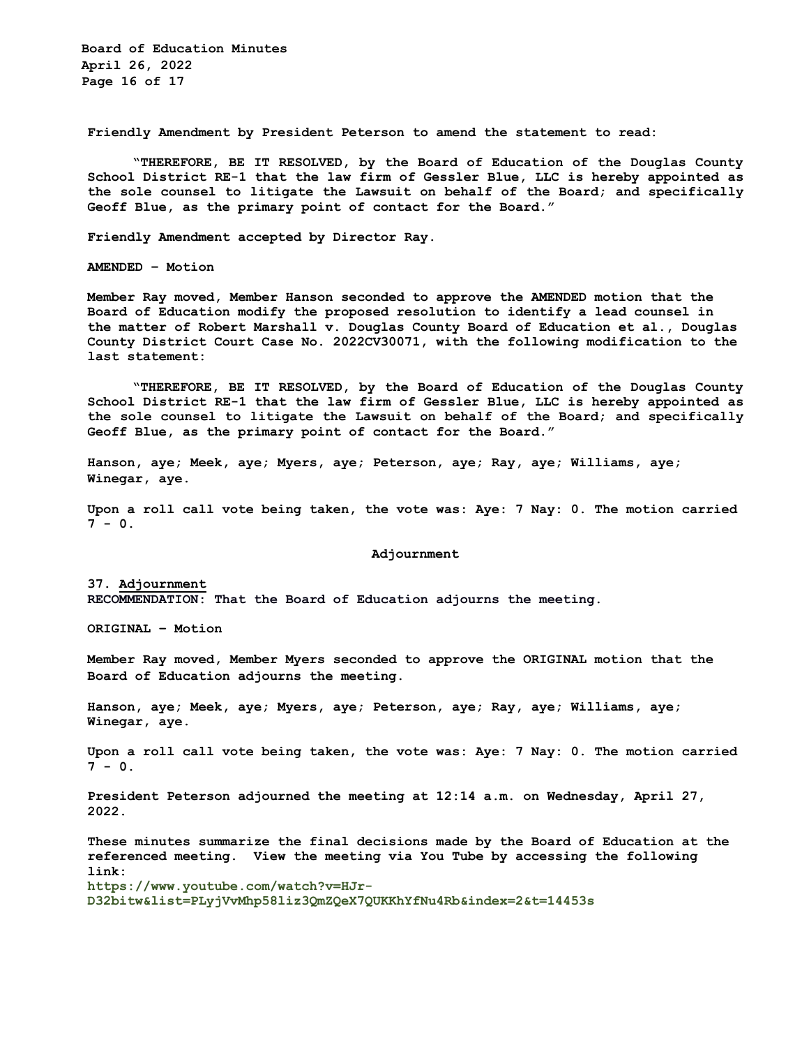**Friendly Amendment by President Peterson to amend the statement to read:**

> **"THEREFORE, BE IT RESOLVED, by the Board of Education of the Douglas County School District RE-1 that the law firm of Gessler Blue, LLC is hereby appointed as the sole counsel to litigate the Lawsuit on behalf of the Board; and specifically Geoff Blue, as the primary point of contact for the Board."**

**Friendly Amendment accepted by Director Ray.**

**AMENDED – Motion**

**Member Ray moved, Member Hanson seconded to approve the AMENDED motion that the Board of Education modify the proposed resolution to identify a lead counsel in the matter of Robert Marshall v. Douglas County Board of Education et al., Douglas County District Court Case No. 2022CV30071, with the following modification to the last statement:**

> **"THEREFORE, BE IT RESOLVED, by the Board of Education of the Douglas County School District RE-1 that the law firm of Gessler Blue, LLC is hereby appointed as the sole counsel to litigate the Lawsuit on behalf of the Board; and specifically Geoff Blue, as the primary point of contact for the Board."**

**Hanson, aye; Meek, aye; Myers, aye; Peterson, aye; Ray, aye; Williams, aye; Winegar, aye.**

**Upon a roll call vote being taken, the vote was: Aye: 7 Nay: 0. The motion carried 7 - 0.**

## Adjournment

**37. Adjournment**
**RECOMMENDATION: That the Board of Education adjourns the meeting.**

**ORIGINAL – Motion**

**Member Ray moved, Member Myers seconded to approve the ORIGINAL motion that the Board of Education adjourns the meeting.**

**Hanson, aye; Meek, aye; Myers, aye; Peterson, aye; Ray, aye; Williams, aye; Winegar, aye.**

**Upon a roll call vote being taken, the vote was: Aye: 7 Nay: 0. The motion carried 7 - 0.**

**President Peterson adjourned the meeting at 12:14 a.m. on Wednesday, April 27, 2022.**

**These minutes summarize the final decisions made by the Board of Education at the referenced meeting. View the meeting via You Tube by accessing the following link:**
**https://www.youtube.com/watch?v=HJr-D32bitw&list=PLyjVvMhp58liz3QmZQeX7QUKKhYfNu4Rb&index=2&t=14453s**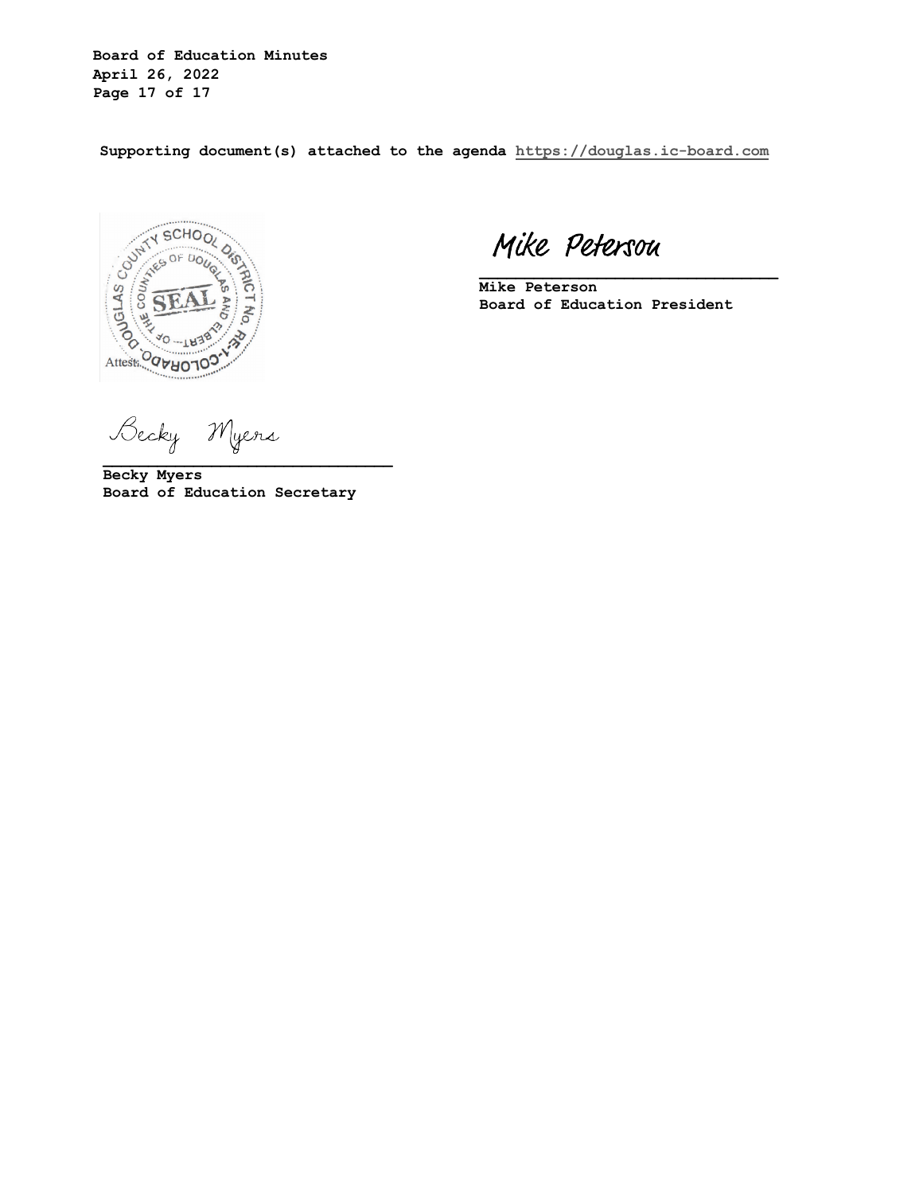**Supporting document(s) attached to the agenda https://douglas.ic-board.com**

Mike Peterson

**Mike Peterson**
**Board of Education President**

Attest:

Becky Myers

**Becky Myers**
**Board of Education Secretary**